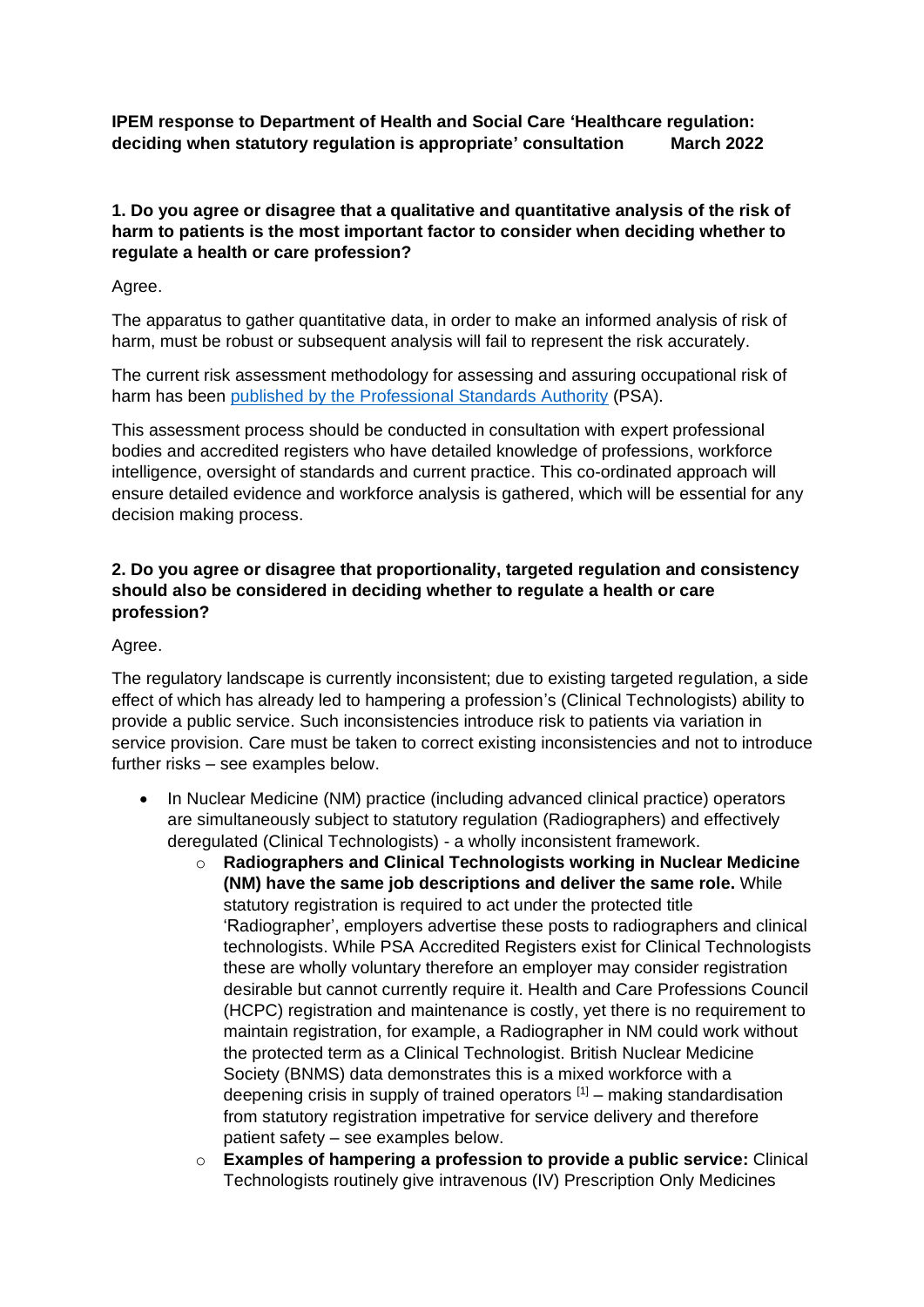**IPEM response to Department of Health and Social Care 'Healthcare regulation: deciding when statutory regulation is appropriate' consultation March 2022**

**1. Do you agree or disagree that a qualitative and quantitative analysis of the risk of harm to patients is the most important factor to consider when deciding whether to regulate a health or care profession?**

Agree.

The apparatus to gather quantitative data, in order to make an informed analysis of risk of harm, must be robust or subsequent analysis will fail to represent the risk accurately.

The current risk assessment methodology for assessing and assuring occupational risk of harm has been published by the Professional Standards Authority (PSA).

This assessment process should be conducted in consultation with expert professional bodies and accredited registers who have detailed knowledge of professions, workforce intelligence, oversight of standards and current practice. This co-ordinated approach will ensure detailed evidence and workforce analysis is gathered, which will be essential for any decision making process.

**2. Do you agree or disagree that proportionality, targeted regulation and consistency should also be considered in deciding whether to regulate a health or care profession?**

Agree.

The regulatory landscape is currently inconsistent; due to existing targeted regulation, a side effect of which has already led to hampering a profession's (Clinical Technologists) ability to provide a public service. Such inconsistencies introduce risk to patients via variation in service provision. Care must be taken to correct existing inconsistencies and not to introduce further risks – see examples below.

- In Nuclear Medicine (NM) practice (including advanced clinical practice) operators are simultaneously subject to statutory regulation (Radiographers) and effectively deregulated (Clinical Technologists) - a wholly inconsistent framework.
  - **Radiographers and Clinical Technologists working in Nuclear Medicine (NM) have the same job descriptions and deliver the same role.** While statutory registration is required to act under the protected title 'Radiographer', employers advertise these posts to radiographers and clinical technologists. While PSA Accredited Registers exist for Clinical Technologists these are wholly voluntary therefore an employer may consider registration desirable but cannot currently require it. Health and Care Professions Council (HCPC) registration and maintenance is costly, yet there is no requirement to maintain registration, for example, a Radiographer in NM could work without the protected term as a Clinical Technologist. British Nuclear Medicine Society (BNMS) data demonstrates this is a mixed workforce with a deepening crisis in supply of trained operators [1] – making standardisation from statutory registration impetrative for service delivery and therefore patient safety – see examples below.
  - **Examples of hampering a profession to provide a public service:** Clinical Technologists routinely give intravenous (IV) Prescription Only Medicines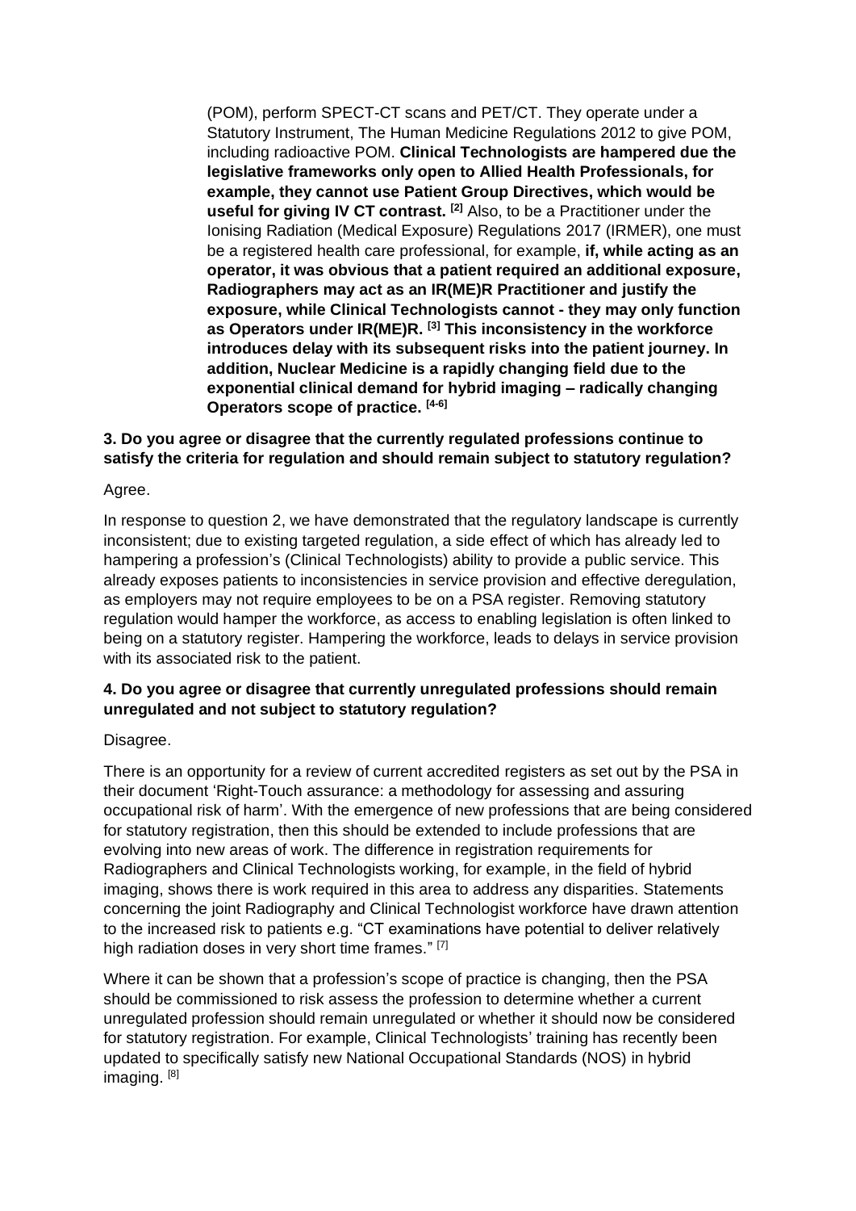(POM), perform SPECT-CT scans and PET/CT. They operate under a Statutory Instrument, The Human Medicine Regulations 2012 to give POM, including radioactive POM. **Clinical Technologists are hampered due the legislative frameworks only open to Allied Health Professionals, for example, they cannot use Patient Group Directives, which would be useful for giving IV CT contrast. [2]** Also, to be a Practitioner under the Ionising Radiation (Medical Exposure) Regulations 2017 (IRMER), one must be a registered health care professional, for example, **if, while acting as an operator, it was obvious that a patient required an additional exposure, Radiographers may act as an IR(ME)R Practitioner and justify the exposure, while Clinical Technologists cannot - they may only function as Operators under IR(ME)R. [3] This inconsistency in the workforce introduces delay with its subsequent risks into the patient journey. In addition, Nuclear Medicine is a rapidly changing field due to the exponential clinical demand for hybrid imaging – radically changing Operators scope of practice. [4-6]**

**3. Do you agree or disagree that the currently regulated professions continue to satisfy the criteria for regulation and should remain subject to statutory regulation?**

Agree.

In response to question 2, we have demonstrated that the regulatory landscape is currently inconsistent; due to existing targeted regulation, a side effect of which has already led to hampering a profession's (Clinical Technologists) ability to provide a public service. This already exposes patients to inconsistencies in service provision and effective deregulation, as employers may not require employees to be on a PSA register. Removing statutory regulation would hamper the workforce, as access to enabling legislation is often linked to being on a statutory register. Hampering the workforce, leads to delays in service provision with its associated risk to the patient.

**4. Do you agree or disagree that currently unregulated professions should remain unregulated and not subject to statutory regulation?**

Disagree.

There is an opportunity for a review of current accredited registers as set out by the PSA in their document 'Right-Touch assurance: a methodology for assessing and assuring occupational risk of harm'. With the emergence of new professions that are being considered for statutory registration, then this should be extended to include professions that are evolving into new areas of work. The difference in registration requirements for Radiographers and Clinical Technologists working, for example, in the field of hybrid imaging, shows there is work required in this area to address any disparities. Statements concerning the joint Radiography and Clinical Technologist workforce have drawn attention to the increased risk to patients e.g. "CT examinations have potential to deliver relatively high radiation doses in very short time frames." [7]

Where it can be shown that a profession's scope of practice is changing, then the PSA should be commissioned to risk assess the profession to determine whether a current unregulated profession should remain unregulated or whether it should now be considered for statutory registration. For example, Clinical Technologists' training has recently been updated to specifically satisfy new National Occupational Standards (NOS) in hybrid imaging. [8]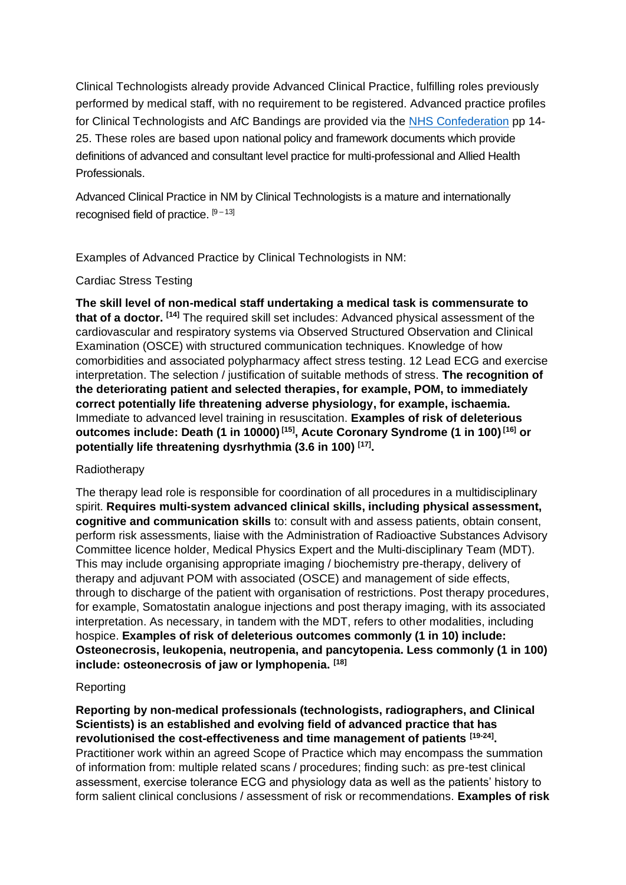Clinical Technologists already provide Advanced Clinical Practice, fulfilling roles previously performed by medical staff, with no requirement to be registered. Advanced practice profiles for Clinical Technologists and AfC Bandings are provided via the NHS Confederation pp 14-25. These roles are based upon national policy and framework documents which provide definitions of advanced and consultant level practice for multi-professional and Allied Health Professionals.

Advanced Clinical Practice in NM by Clinical Technologists is a mature and internationally recognised field of practice. [9 – 13]

Examples of Advanced Practice by Clinical Technologists in NM:

Cardiac Stress Testing

**The skill level of non-medical staff undertaking a medical task is commensurate to that of a doctor. [14]** The required skill set includes: Advanced physical assessment of the cardiovascular and respiratory systems via Observed Structured Observation and Clinical Examination (OSCE) with structured communication techniques. Knowledge of how comorbidities and associated polypharmacy affect stress testing. 12 Lead ECG and exercise interpretation. The selection / justification of suitable methods of stress. **The recognition of the deteriorating patient and selected therapies, for example, POM, to immediately correct potentially life threatening adverse physiology, for example, ischaemia.** Immediate to advanced level training in resuscitation. **Examples of risk of deleterious outcomes include: Death (1 in 10000) [15], Acute Coronary Syndrome (1 in 100) [16] or potentially life threatening dysrhythmia (3.6 in 100) [17].**

Radiotherapy

The therapy lead role is responsible for coordination of all procedures in a multidisciplinary spirit. **Requires multi-system advanced clinical skills, including physical assessment, cognitive and communication skills** to: consult with and assess patients, obtain consent, perform risk assessments, liaise with the Administration of Radioactive Substances Advisory Committee licence holder, Medical Physics Expert and the Multi-disciplinary Team (MDT). This may include organising appropriate imaging / biochemistry pre-therapy, delivery of therapy and adjuvant POM with associated (OSCE) and management of side effects, through to discharge of the patient with organisation of restrictions. Post therapy procedures, for example, Somatostatin analogue injections and post therapy imaging, with its associated interpretation. As necessary, in tandem with the MDT, refers to other modalities, including hospice. **Examples of risk of deleterious outcomes commonly (1 in 10) include: Osteonecrosis, leukopenia, neutropenia, and pancytopenia. Less commonly (1 in 100) include: osteonecrosis of jaw or lymphopenia. [18]**

Reporting

**Reporting by non-medical professionals (technologists, radiographers, and Clinical Scientists) is an established and evolving field of advanced practice that has revolutionised the cost-effectiveness and time management of patients [19-24].** Practitioner work within an agreed Scope of Practice which may encompass the summation of information from: multiple related scans / procedures; finding such: as pre-test clinical assessment, exercise tolerance ECG and physiology data as well as the patients' history to form salient clinical conclusions / assessment of risk or recommendations. **Examples of risk**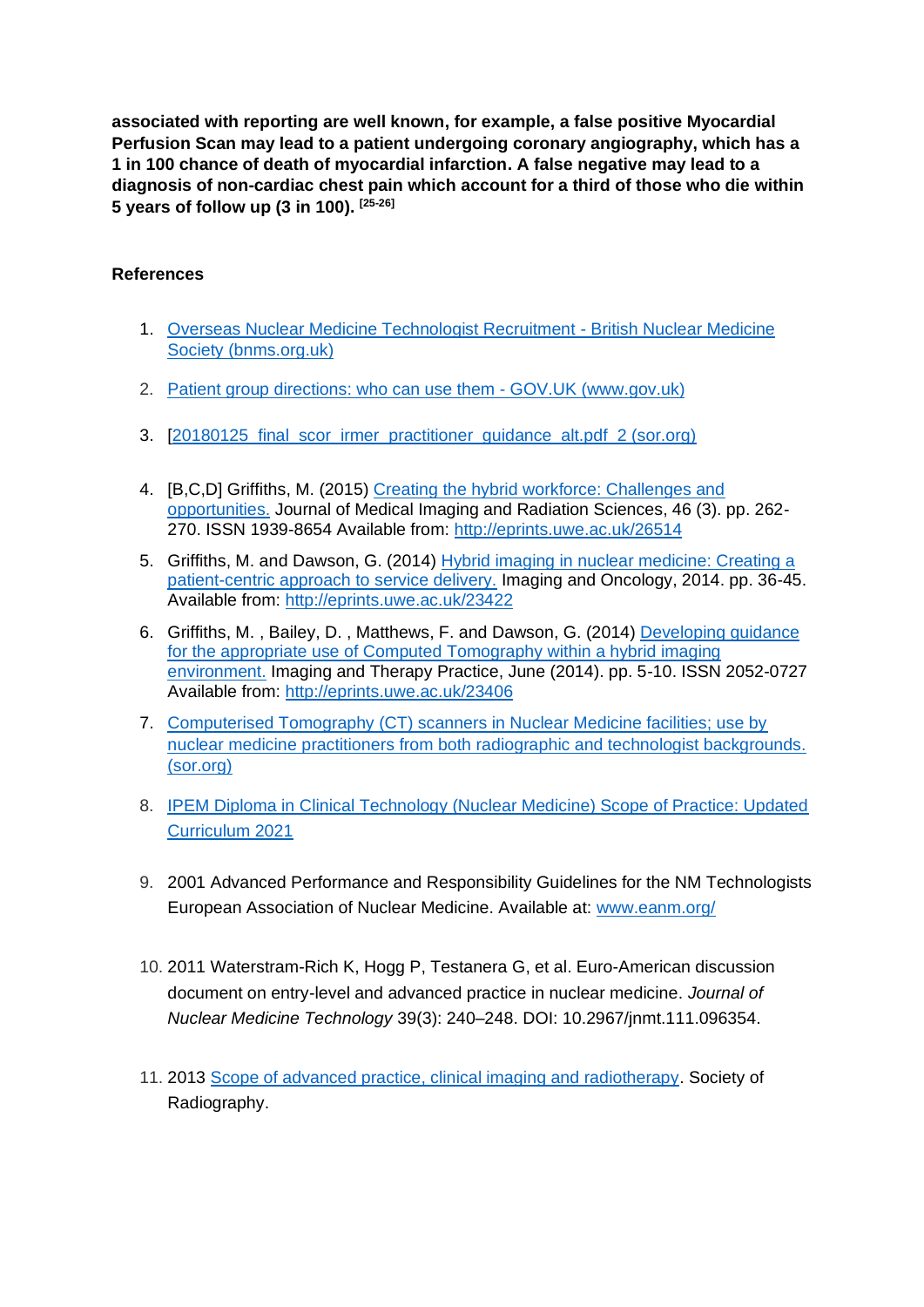**associated with reporting are well known, for example, a false positive Myocardial Perfusion Scan may lead to a patient undergoing coronary angiography, which has a 1 in 100 chance of death of myocardial infarction. A false negative may lead to a diagnosis of non-cardiac chest pain which account for a third of those who die within 5 years of follow up (3 in 100).** [25-26]

**References**

1. Overseas Nuclear Medicine Technologist Recruitment - British Nuclear Medicine Society (bnms.org.uk)

2. Patient group directions: who can use them - GOV.UK (www.gov.uk)

3. [20180125_final_scor_irmer_practitioner_guidance_alt.pdf_2 (sor.org)

4. [B,C,D] Griffiths, M. (2015) Creating the hybrid workforce: Challenges and opportunities. Journal of Medical Imaging and Radiation Sciences, 46 (3). pp. 262-270. ISSN 1939-8654 Available from: http://eprints.uwe.ac.uk/26514

5. Griffiths, M. and Dawson, G. (2014) Hybrid imaging in nuclear medicine: Creating a patient-centric approach to service delivery. Imaging and Oncology, 2014. pp. 36-45. Available from: http://eprints.uwe.ac.uk/23422

6. Griffiths, M. , Bailey, D. , Matthews, F. and Dawson, G. (2014) Developing guidance for the appropriate use of Computed Tomography within a hybrid imaging environment. Imaging and Therapy Practice, June (2014). pp. 5-10. ISSN 2052-0727 Available from: http://eprints.uwe.ac.uk/23406

7. Computerised Tomography (CT) scanners in Nuclear Medicine facilities; use by nuclear medicine practitioners from both radiographic and technologist backgrounds. (sor.org)

8. IPEM Diploma in Clinical Technology (Nuclear Medicine) Scope of Practice: Updated Curriculum 2021

9. 2001 Advanced Performance and Responsibility Guidelines for the NM Technologists European Association of Nuclear Medicine. Available at: www.eanm.org/

10. 2011 Waterstram-Rich K, Hogg P, Testanera G, et al. Euro-American discussion document on entry-level and advanced practice in nuclear medicine. *Journal of Nuclear Medicine Technology* 39(3): 240–248. DOI: 10.2967/jnmt.111.096354.

11. 2013 Scope of advanced practice, clinical imaging and radiotherapy. Society of Radiography.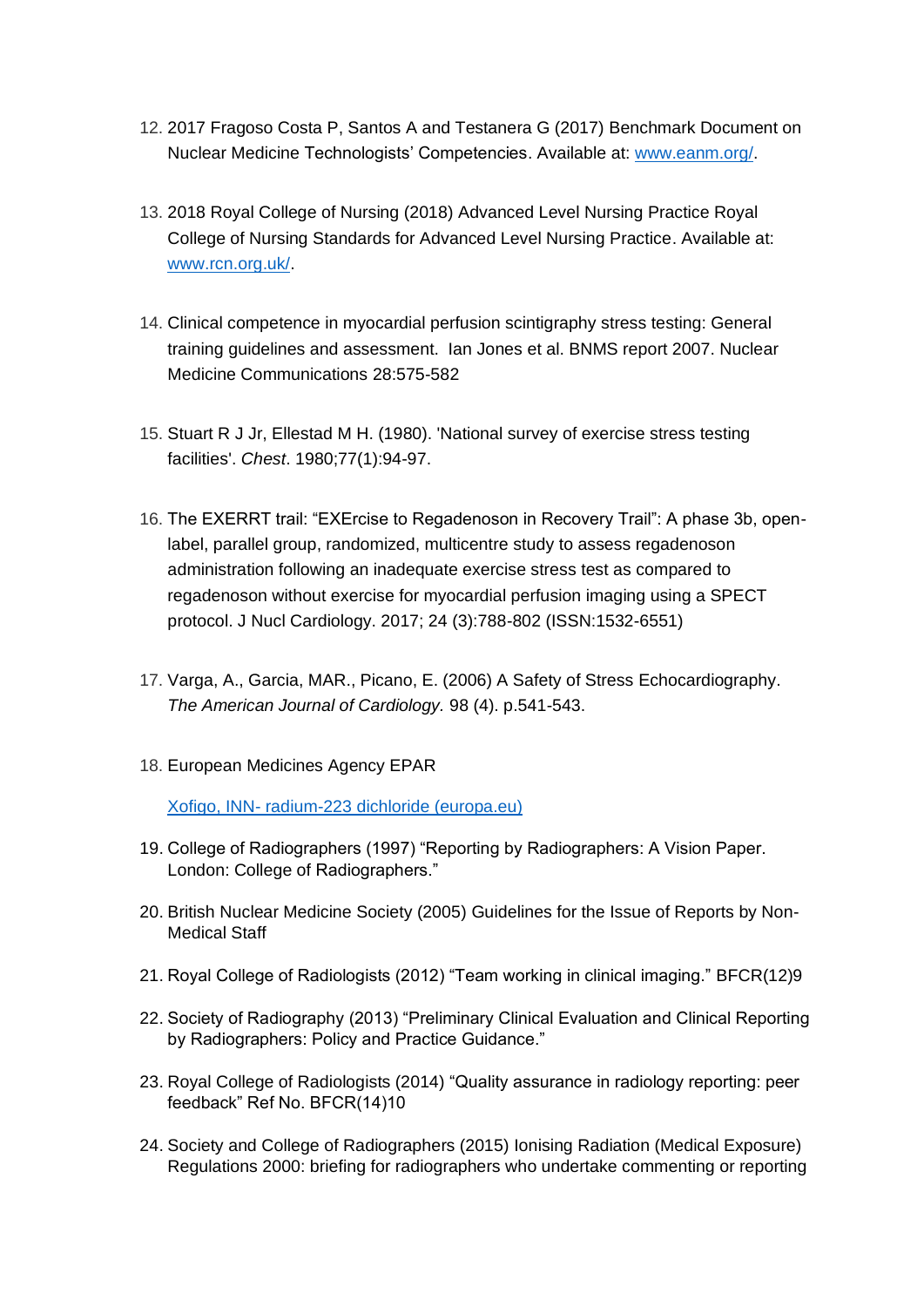12. 2017 Fragoso Costa P, Santos A and Testanera G (2017) Benchmark Document on Nuclear Medicine Technologists' Competencies. Available at: [www.eanm.org/](www.eanm.org/).

13. 2018 Royal College of Nursing (2018) Advanced Level Nursing Practice Royal College of Nursing Standards for Advanced Level Nursing Practice. Available at: [www.rcn.org.uk/](www.rcn.org.uk/).

14. Clinical competence in myocardial perfusion scintigraphy stress testing: General training guidelines and assessment. Ian Jones et al. BNMS report 2007. Nuclear Medicine Communications 28:575-582

15. Stuart R J Jr, Ellestad M H. (1980). 'National survey of exercise stress testing facilities'. *Chest*. 1980;77(1):94-97.

16. The EXERRT trail: "EXErcise to Regadenoson in Recovery Trail": A phase 3b, open-label, parallel group, randomized, multicentre study to assess regadenoson administration following an inadequate exercise stress test as compared to regadenoson without exercise for myocardial perfusion imaging using a SPECT protocol. J Nucl Cardiology. 2017; 24 (3):788-802 (ISSN:1532-6551)

17. Varga, A., Garcia, MAR., Picano, E. (2006) A Safety of Stress Echocardiography. *The American Journal of Cardiology.* 98 (4). p.541-543.

18. European Medicines Agency EPAR

    Xofigo, INN- radium-223 dichloride (europa.eu)

19. College of Radiographers (1997) "Reporting by Radiographers: A Vision Paper. London: College of Radiographers."

20. British Nuclear Medicine Society (2005) Guidelines for the Issue of Reports by Non-Medical Staff

21. Royal College of Radiologists (2012) "Team working in clinical imaging." BFCR(12)9

22. Society of Radiography (2013) "Preliminary Clinical Evaluation and Clinical Reporting by Radiographers: Policy and Practice Guidance."

23. Royal College of Radiologists (2014) "Quality assurance in radiology reporting: peer feedback" Ref No. BFCR(14)10

24. Society and College of Radiographers (2015) Ionising Radiation (Medical Exposure) Regulations 2000: briefing for radiographers who undertake commenting or reporting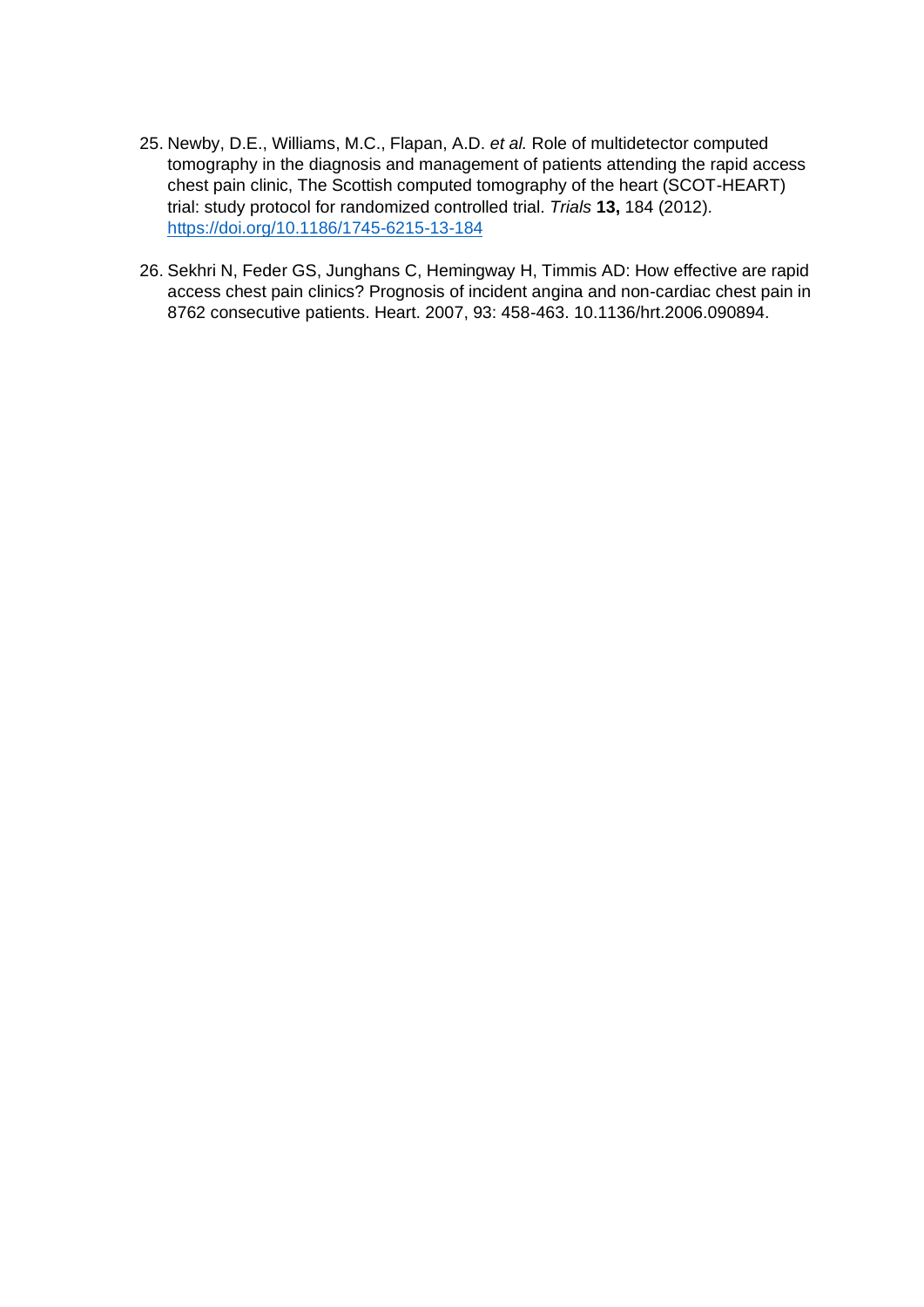25. Newby, D.E., Williams, M.C., Flapan, A.D. *et al.* Role of multidetector computed tomography in the diagnosis and management of patients attending the rapid access chest pain clinic, The Scottish computed tomography of the heart (SCOT-HEART) trial: study protocol for randomized controlled trial. *Trials* **13,** 184 (2012). https://doi.org/10.1186/1745-6215-13-184

26. Sekhri N, Feder GS, Junghans C, Hemingway H, Timmis AD: How effective are rapid access chest pain clinics? Prognosis of incident angina and non-cardiac chest pain in 8762 consecutive patients. Heart. 2007, 93: 458-463. 10.1136/hrt.2006.090894.